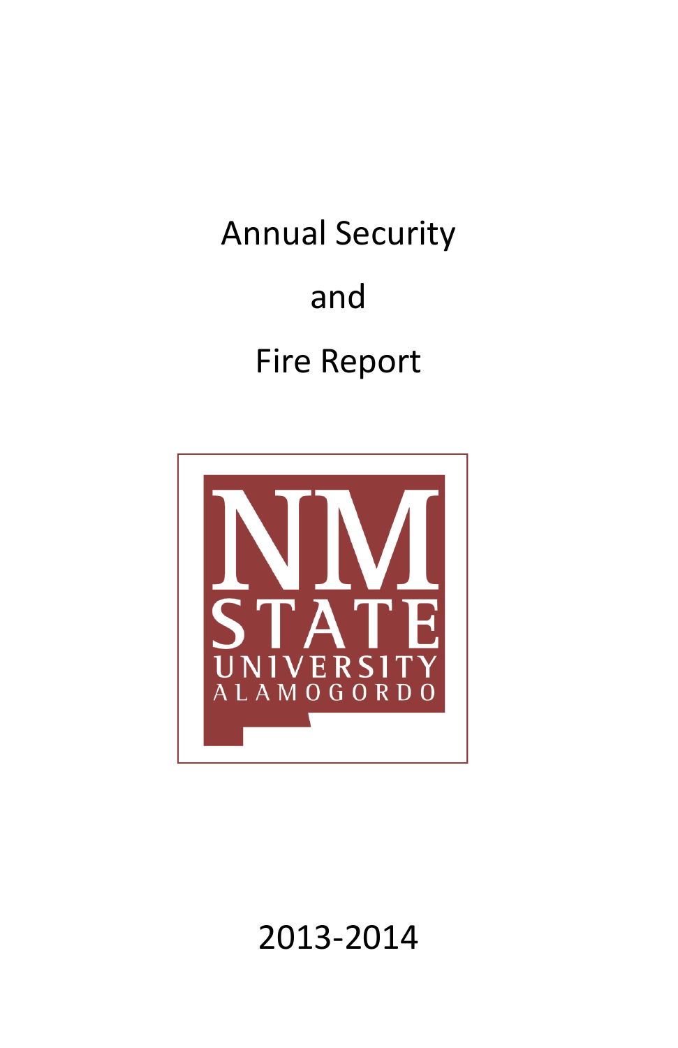# Annual Security

# and

# Fire Report

NM STATE UNIVERSITY ALAMOGORDO

2013-2014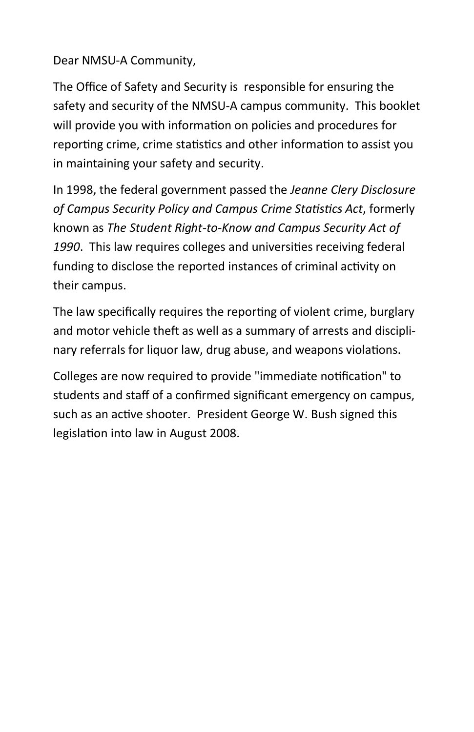Dear NMSU-A Community,

The Office of Safety and Security is responsible for ensuring the safety and security of the NMSU-A campus community. This booklet will provide you with information on policies and procedures for reporting crime, crime statistics and other information to assist you in maintaining your safety and security.

In 1998, the federal government passed the *Jeanne Clery Disclosure of Campus Security Policy and Campus Crime Statistics Act*, formerly known as *The Student Right-to-Know and Campus Security Act of 1990*. This law requires colleges and universities receiving federal funding to disclose the reported instances of criminal activity on their campus.

The law specifically requires the reporting of violent crime, burglary and motor vehicle theft as well as a summary of arrests and disciplinary referrals for liquor law, drug abuse, and weapons violations.

Colleges are now required to provide "immediate notification" to students and staff of a confirmed significant emergency on campus, such as an active shooter. President George W. Bush signed this legislation into law in August 2008.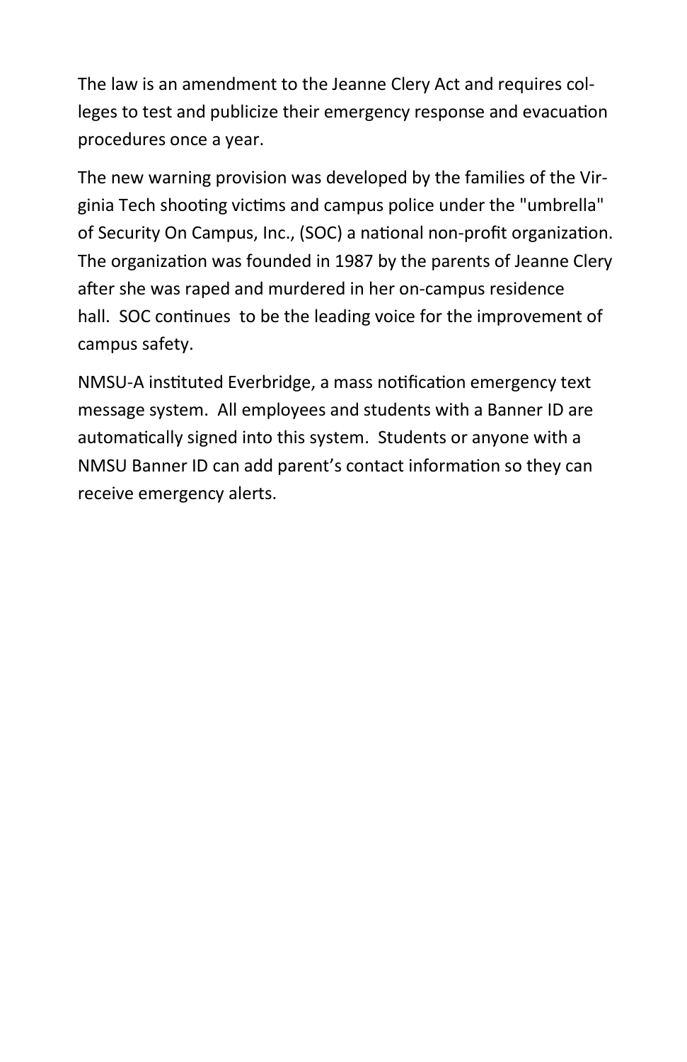The law is an amendment to the Jeanne Clery Act and requires colleges to test and publicize their emergency response and evacuation procedures once a year.

The new warning provision was developed by the families of the Virginia Tech shooting victims and campus police under the "umbrella" of Security On Campus, Inc., (SOC) a national non-profit organization. The organization was founded in 1987 by the parents of Jeanne Clery after she was raped and murdered in her on-campus residence hall. SOC continues to be the leading voice for the improvement of campus safety.

NMSU-A instituted Everbridge, a mass notification emergency text message system. All employees and students with a Banner ID are automatically signed into this system. Students or anyone with a NMSU Banner ID can add parent's contact information so they can receive emergency alerts.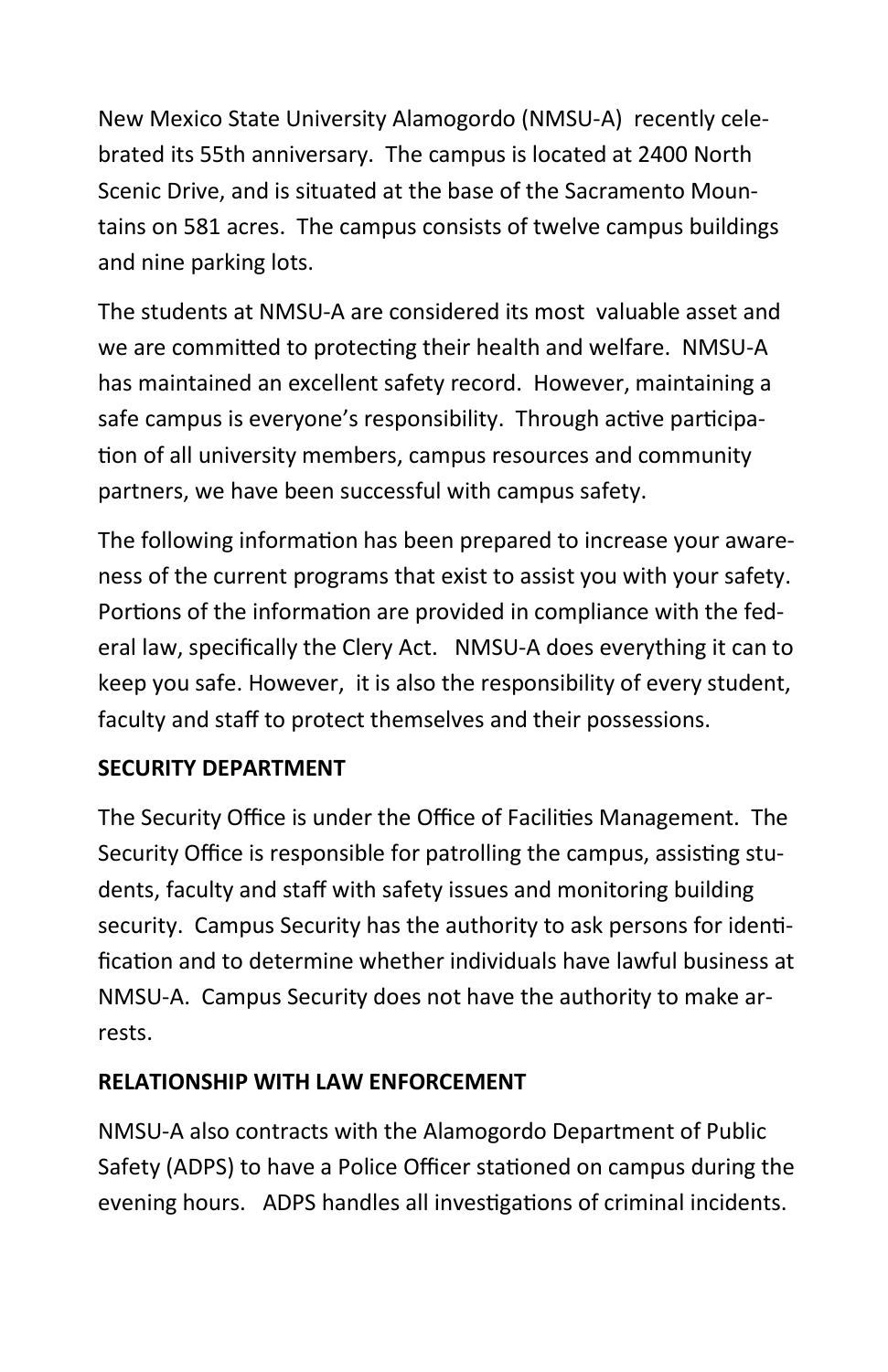New Mexico State University Alamogordo (NMSU-A) recently celebrated its 55th anniversary. The campus is located at 2400 North Scenic Drive, and is situated at the base of the Sacramento Mountains on 581 acres. The campus consists of twelve campus buildings and nine parking lots.

The students at NMSU-A are considered its most valuable asset and we are committed to protecting their health and welfare. NMSU-A has maintained an excellent safety record. However, maintaining a safe campus is everyone's responsibility. Through active participation of all university members, campus resources and community partners, we have been successful with campus safety.

The following information has been prepared to increase your awareness of the current programs that exist to assist you with your safety. Portions of the information are provided in compliance with the federal law, specifically the Clery Act. NMSU-A does everything it can to keep you safe. However, it is also the responsibility of every student, faculty and staff to protect themselves and their possessions.

## SECURITY DEPARTMENT

The Security Office is under the Office of Facilities Management. The Security Office is responsible for patrolling the campus, assisting students, faculty and staff with safety issues and monitoring building security. Campus Security has the authority to ask persons for identification and to determine whether individuals have lawful business at NMSU-A. Campus Security does not have the authority to make arrests.

## RELATIONSHIP WITH LAW ENFORCEMENT

NMSU-A also contracts with the Alamogordo Department of Public Safety (ADPS) to have a Police Officer stationed on campus during the evening hours. ADPS handles all investigations of criminal incidents.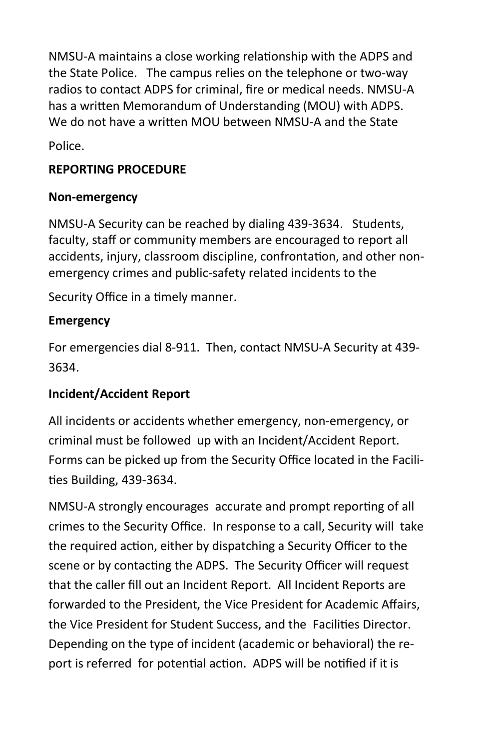NMSU-A maintains a close working relationship with the ADPS and the State Police. The campus relies on the telephone or two-way radios to contact ADPS for criminal, fire or medical needs. NMSU-A has a written Memorandum of Understanding (MOU) with ADPS. We do not have a written MOU between NMSU-A and the State Police.

**REPORTING PROCEDURE**

**Non-emergency**

NMSU-A Security can be reached by dialing 439-3634. Students, faculty, staff or community members are encouraged to report all accidents, injury, classroom discipline, confrontation, and other non-emergency crimes and public-safety related incidents to the Security Office in a timely manner.

**Emergency**

For emergencies dial 8-911. Then, contact NMSU-A Security at 439-3634.

**Incident/Accident Report**

All incidents or accidents whether emergency, non-emergency, or criminal must be followed up with an Incident/Accident Report. Forms can be picked up from the Security Office located in the Facilities Building, 439-3634.

NMSU-A strongly encourages accurate and prompt reporting of all crimes to the Security Office. In response to a call, Security will take the required action, either by dispatching a Security Officer to the scene or by contacting the ADPS. The Security Officer will request that the caller fill out an Incident Report. All Incident Reports are forwarded to the President, the Vice President for Academic Affairs, the Vice President for Student Success, and the Facilities Director. Depending on the type of incident (academic or behavioral) the report is referred for potential action. ADPS will be notified if it is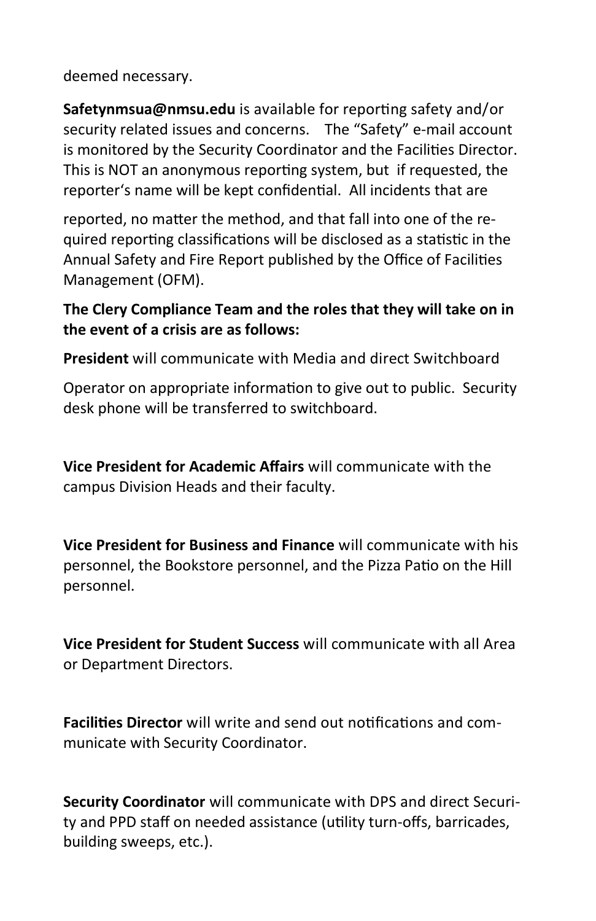deemed necessary.

**Safetynmsua@nmsu.edu** is available for reporting safety and/or security related issues and concerns. The "Safety" e-mail account is monitored by the Security Coordinator and the Facilities Director. This is NOT an anonymous reporting system, but if requested, the reporter's name will be kept confidential. All incidents that are

reported, no matter the method, and that fall into one of the required reporting classifications will be disclosed as a statistic in the Annual Safety and Fire Report published by the Office of Facilities Management (OFM).

**The Clery Compliance Team and the roles that they will take on in the event of a crisis are as follows:**

**President** will communicate with Media and direct Switchboard

Operator on appropriate information to give out to public. Security desk phone will be transferred to switchboard.

**Vice President for Academic Affairs** will communicate with the campus Division Heads and their faculty.

**Vice President for Business and Finance** will communicate with his personnel, the Bookstore personnel, and the Pizza Patio on the Hill personnel.

**Vice President for Student Success** will communicate with all Area or Department Directors.

**Facilities Director** will write and send out notifications and communicate with Security Coordinator.

**Security Coordinator** will communicate with DPS and direct Security and PPD staff on needed assistance (utility turn-offs, barricades, building sweeps, etc.).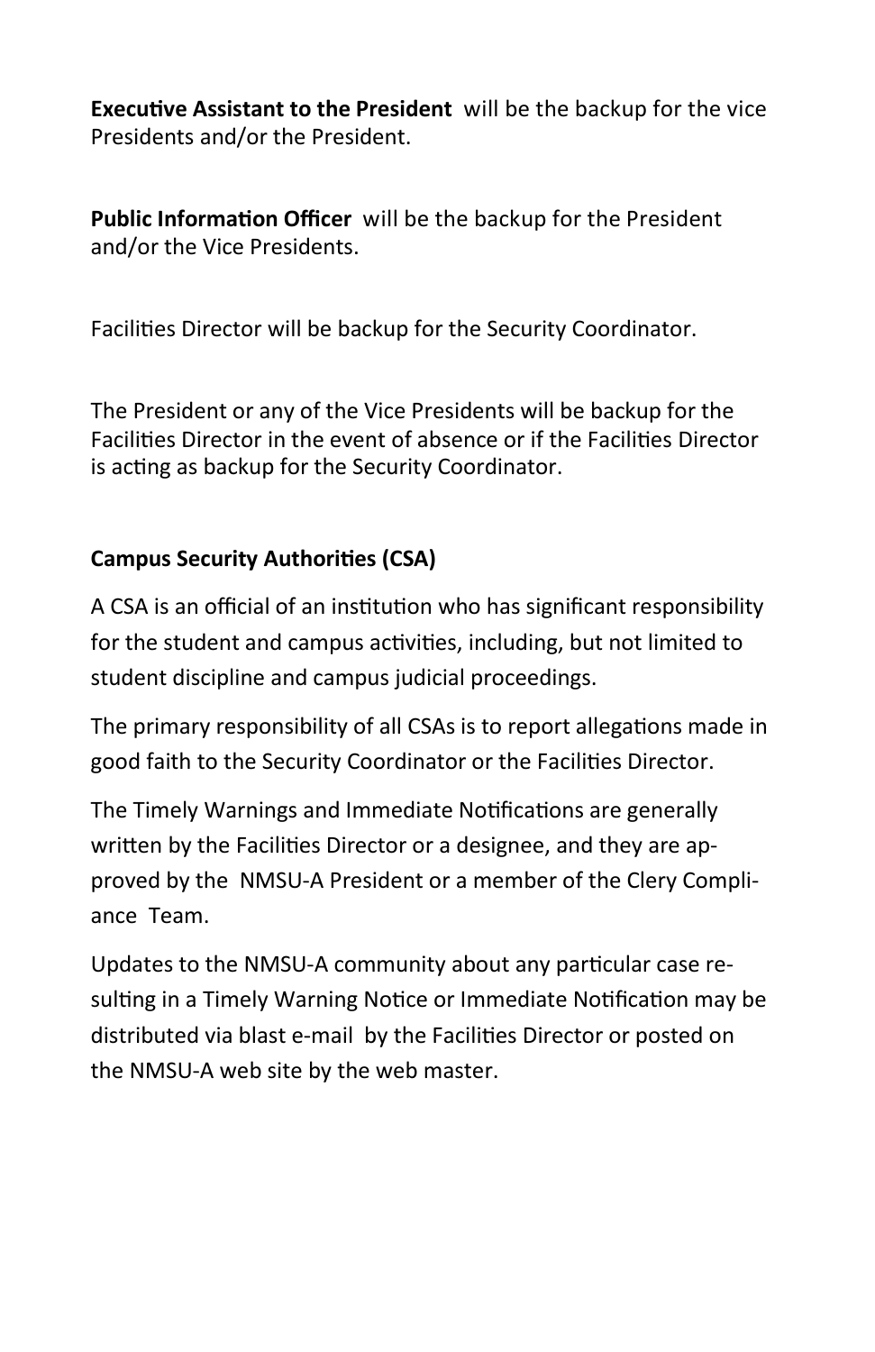**Executive Assistant to the President** will be the backup for the vice Presidents and/or the President.

**Public Information Officer** will be the backup for the President and/or the Vice Presidents.

Facilities Director will be backup for the Security Coordinator.

The President or any of the Vice Presidents will be backup for the Facilities Director in the event of absence or if the Facilities Director is acting as backup for the Security Coordinator.

**Campus Security Authorities (CSA)**

A CSA is an official of an institution who has significant responsibility for the student and campus activities, including, but not limited to student discipline and campus judicial proceedings.

The primary responsibility of all CSAs is to report allegations made in good faith to the Security Coordinator or the Facilities Director.

The Timely Warnings and Immediate Notifications are generally written by the Facilities Director or a designee, and they are approved by the NMSU-A President or a member of the Clery Compliance Team.

Updates to the NMSU-A community about any particular case resulting in a Timely Warning Notice or Immediate Notification may be distributed via blast e-mail by the Facilities Director or posted on the NMSU-A web site by the web master.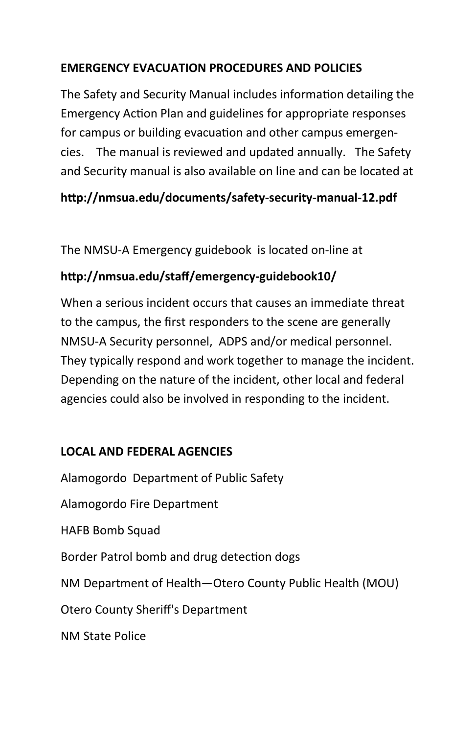**EMERGENCY EVACUATION PROCEDURES AND POLICIES**

The Safety and Security Manual includes information detailing the Emergency Action Plan and guidelines for appropriate responses for campus or building evacuation and other campus emergencies. The manual is reviewed and updated annually. The Safety and Security manual is also available on line and can be located at

**http://nmsua.edu/documents/safety-security-manual-12.pdf**

The NMSU-A Emergency guidebook is located on-line at

**http://nmsua.edu/staff/emergency-guidebook10/**

When a serious incident occurs that causes an immediate threat to the campus, the first responders to the scene are generally NMSU-A Security personnel, ADPS and/or medical personnel. They typically respond and work together to manage the incident. Depending on the nature of the incident, other local and federal agencies could also be involved in responding to the incident.

**LOCAL AND FEDERAL AGENCIES**

Alamogordo Department of Public Safety

Alamogordo Fire Department

HAFB Bomb Squad

Border Patrol bomb and drug detection dogs

NM Department of Health—Otero County Public Health (MOU)

Otero County Sheriff's Department

NM State Police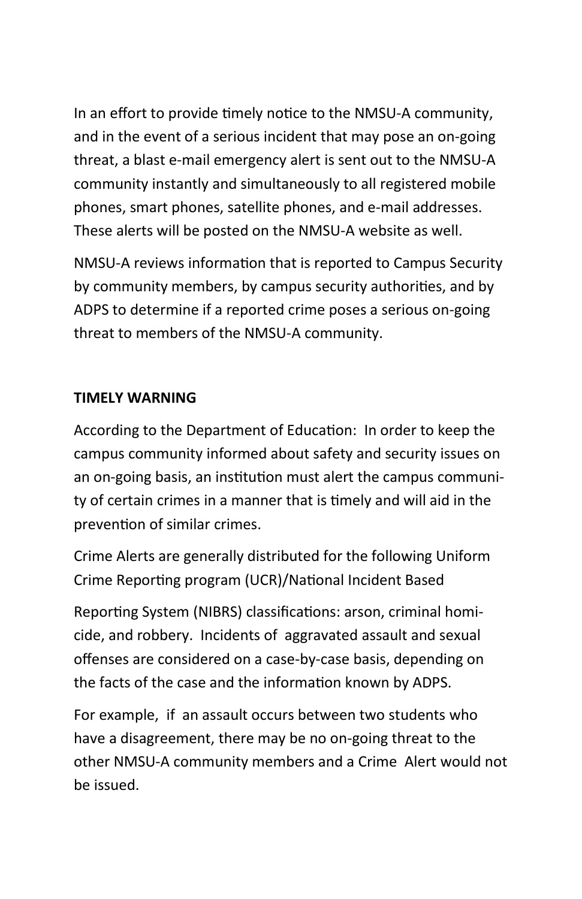In an effort to provide timely notice to the NMSU-A community, and in the event of a serious incident that may pose an on-going threat, a blast e-mail emergency alert is sent out to the NMSU-A community instantly and simultaneously to all registered mobile phones, smart phones, satellite phones, and e-mail addresses. These alerts will be posted on the NMSU-A website as well.

NMSU-A reviews information that is reported to Campus Security by community members, by campus security authorities, and by ADPS to determine if a reported crime poses a serious on-going threat to members of the NMSU-A community.

**TIMELY WARNING**

According to the Department of Education: In order to keep the campus community informed about safety and security issues on an on-going basis, an institution must alert the campus community of certain crimes in a manner that is timely and will aid in the prevention of similar crimes.

Crime Alerts are generally distributed for the following Uniform Crime Reporting program (UCR)/National Incident Based Reporting System (NIBRS) classifications: arson, criminal homicide, and robbery. Incidents of aggravated assault and sexual offenses are considered on a case-by-case basis, depending on the facts of the case and the information known by ADPS.

For example, if an assault occurs between two students who have a disagreement, there may be no on-going threat to the other NMSU-A community members and a Crime Alert would not be issued.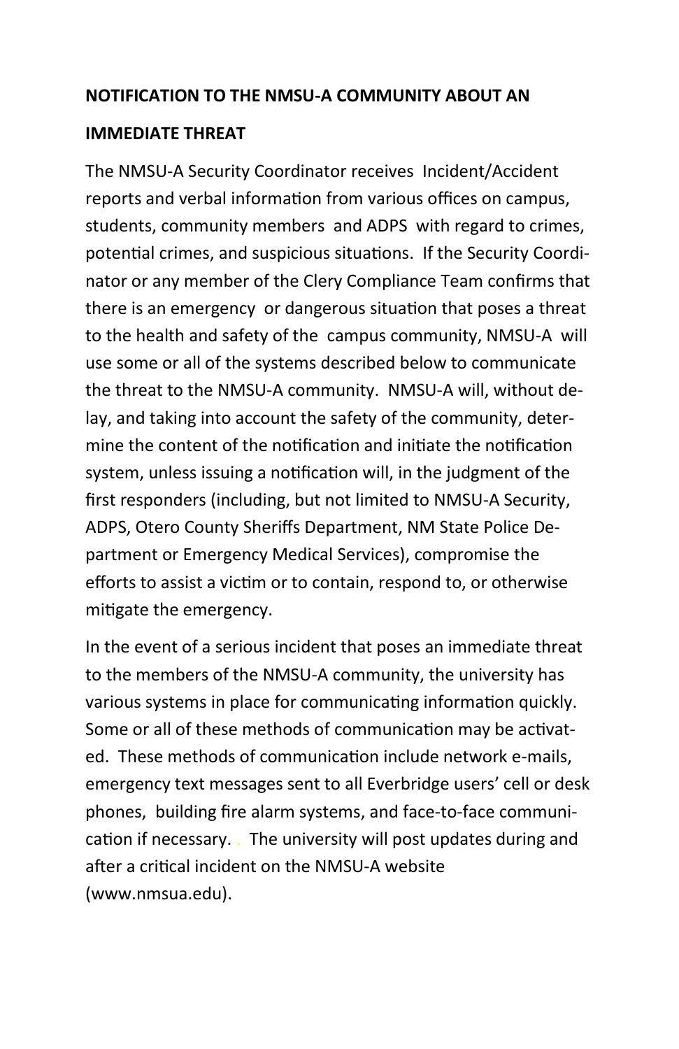**NOTIFICATION TO THE NMSU-A COMMUNITY ABOUT AN IMMEDIATE THREAT**

The NMSU-A Security Coordinator receives Incident/Accident reports and verbal information from various offices on campus, students, community members and ADPS with regard to crimes, potential crimes, and suspicious situations. If the Security Coordinator or any member of the Clery Compliance Team confirms that there is an emergency or dangerous situation that poses a threat to the health and safety of the campus community, NMSU-A will use some or all of the systems described below to communicate the threat to the NMSU-A community. NMSU-A will, without delay, and taking into account the safety of the community, determine the content of the notification and initiate the notification system, unless issuing a notification will, in the judgment of the first responders (including, but not limited to NMSU-A Security, ADPS, Otero County Sheriffs Department, NM State Police Department or Emergency Medical Services), compromise the efforts to assist a victim or to contain, respond to, or otherwise mitigate the emergency.

In the event of a serious incident that poses an immediate threat to the members of the NMSU-A community, the university has various systems in place for communicating information quickly. Some or all of these methods of communication may be activated. These methods of communication include network e-mails, emergency text messages sent to all Everbridge users' cell or desk phones, building fire alarm systems, and face-to-face communication if necessary. The university will post updates during and after a critical incident on the NMSU-A website (www.nmsua.edu).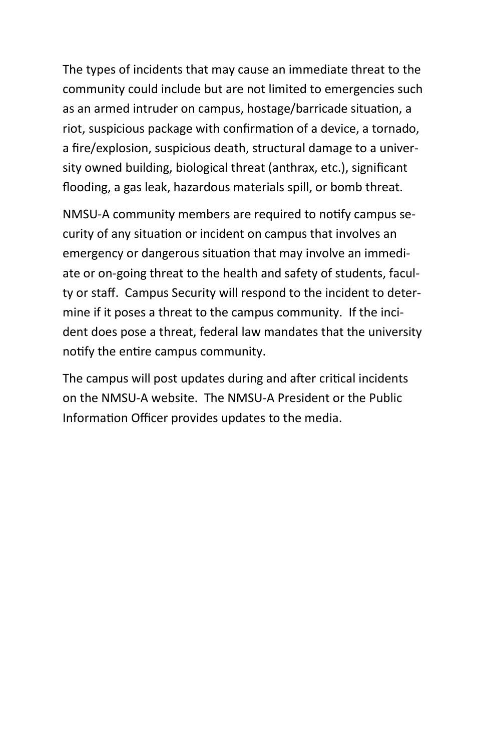The types of incidents that may cause an immediate threat to the community could include but are not limited to emergencies such as an armed intruder on campus, hostage/barricade situation, a riot, suspicious package with confirmation of a device, a tornado, a fire/explosion, suspicious death, structural damage to a university owned building, biological threat (anthrax, etc.), significant flooding, a gas leak, hazardous materials spill, or bomb threat.

NMSU-A community members are required to notify campus security of any situation or incident on campus that involves an emergency or dangerous situation that may involve an immediate or on-going threat to the health and safety of students, faculty or staff. Campus Security will respond to the incident to determine if it poses a threat to the campus community. If the incident does pose a threat, federal law mandates that the university notify the entire campus community.

The campus will post updates during and after critical incidents on the NMSU-A website. The NMSU-A President or the Public Information Officer provides updates to the media.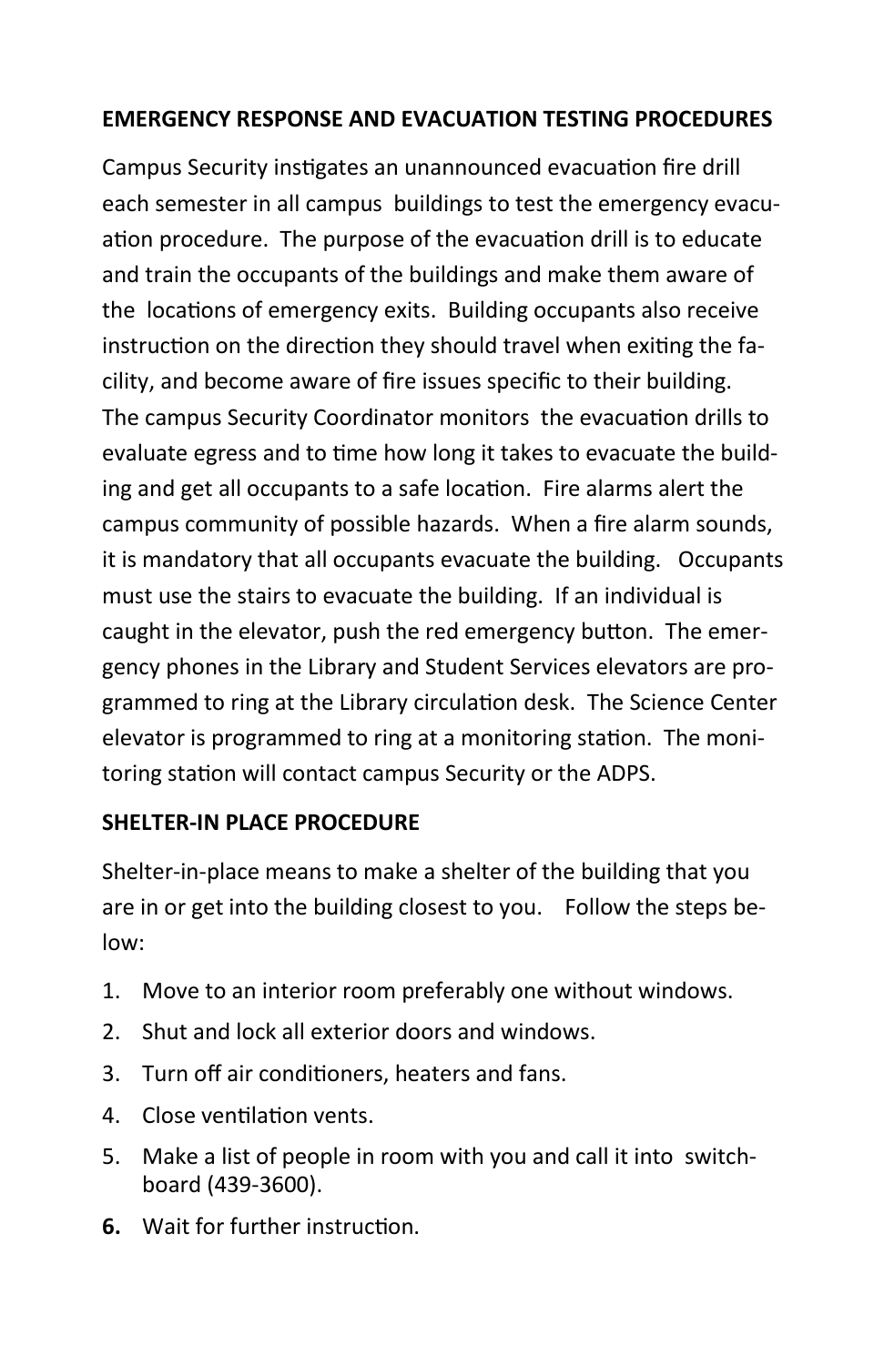**EMERGENCY RESPONSE AND EVACUATION TESTING PROCEDURES**

Campus Security instigates an unannounced evacuation fire drill each semester in all campus buildings to test the emergency evacuation procedure. The purpose of the evacuation drill is to educate and train the occupants of the buildings and make them aware of the locations of emergency exits. Building occupants also receive instruction on the direction they should travel when exiting the facility, and become aware of fire issues specific to their building. The campus Security Coordinator monitors the evacuation drills to evaluate egress and to time how long it takes to evacuate the building and get all occupants to a safe location. Fire alarms alert the campus community of possible hazards. When a fire alarm sounds, it is mandatory that all occupants evacuate the building. Occupants must use the stairs to evacuate the building. If an individual is caught in the elevator, push the red emergency button. The emergency phones in the Library and Student Services elevators are programmed to ring at the Library circulation desk. The Science Center elevator is programmed to ring at a monitoring station. The monitoring station will contact campus Security or the ADPS.

**SHELTER-IN PLACE PROCEDURE**

Shelter-in-place means to make a shelter of the building that you are in or get into the building closest to you. Follow the steps below:

1. Move to an interior room preferably one without windows.
2. Shut and lock all exterior doors and windows.
3. Turn off air conditioners, heaters and fans.
4. Close ventilation vents.
5. Make a list of people in room with you and call it into switchboard (439-3600).
6. Wait for further instruction.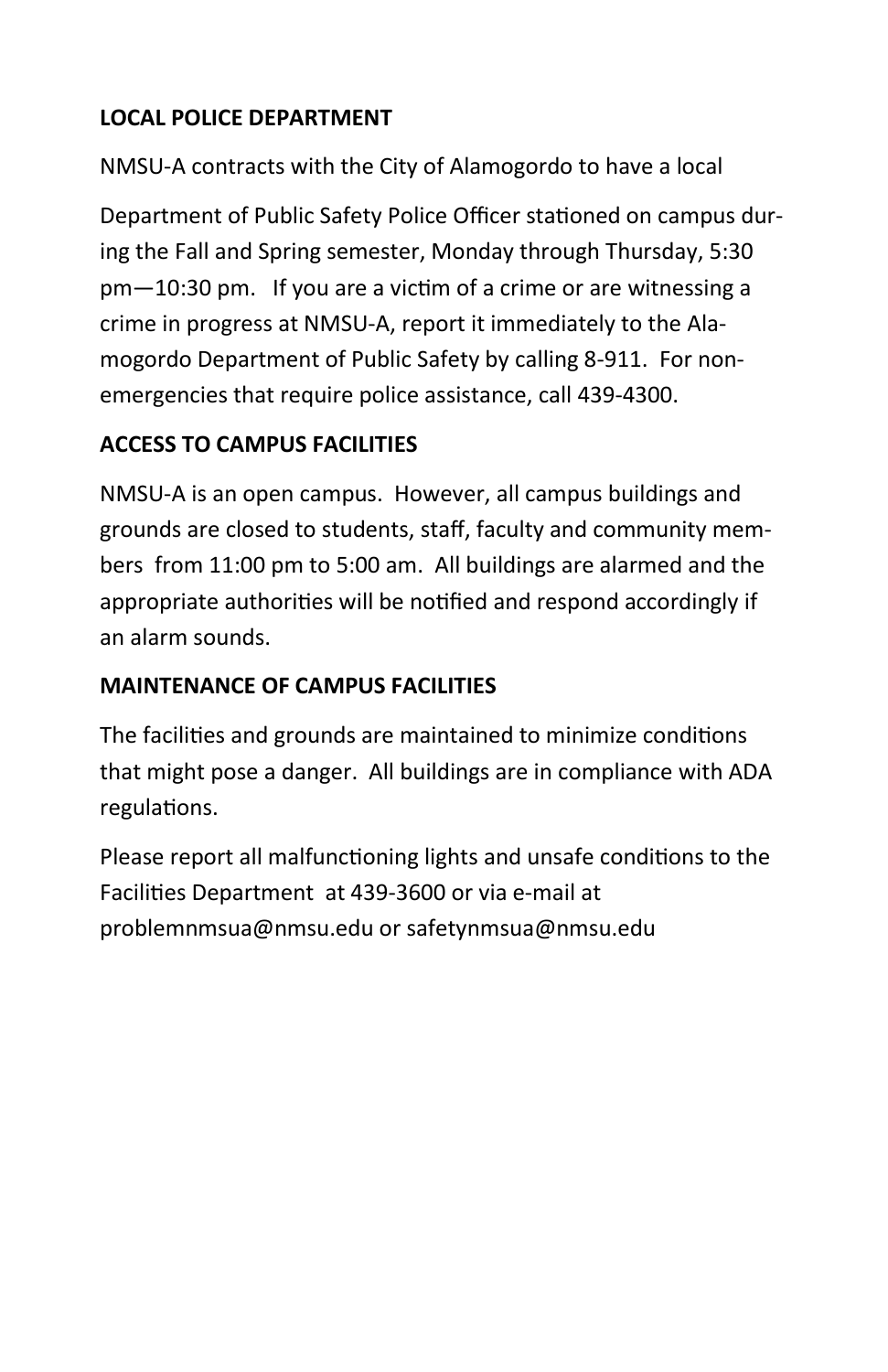**LOCAL POLICE DEPARTMENT**

NMSU-A contracts with the City of Alamogordo to have a local Department of Public Safety Police Officer stationed on campus during the Fall and Spring semester, Monday through Thursday, 5:30 pm—10:30 pm. If you are a victim of a crime or are witnessing a crime in progress at NMSU-A, report it immediately to the Alamogordo Department of Public Safety by calling 8-911. For non-emergencies that require police assistance, call 439-4300.

**ACCESS TO CAMPUS FACILITIES**

NMSU-A is an open campus. However, all campus buildings and grounds are closed to students, staff, faculty and community members from 11:00 pm to 5:00 am. All buildings are alarmed and the appropriate authorities will be notified and respond accordingly if an alarm sounds.

**MAINTENANCE OF CAMPUS FACILITIES**

The facilities and grounds are maintained to minimize conditions that might pose a danger. All buildings are in compliance with ADA regulations.

Please report all malfunctioning lights and unsafe conditions to the Facilities Department at 439-3600 or via e-mail at problemnmsua@nmsu.edu or safetynmsua@nmsu.edu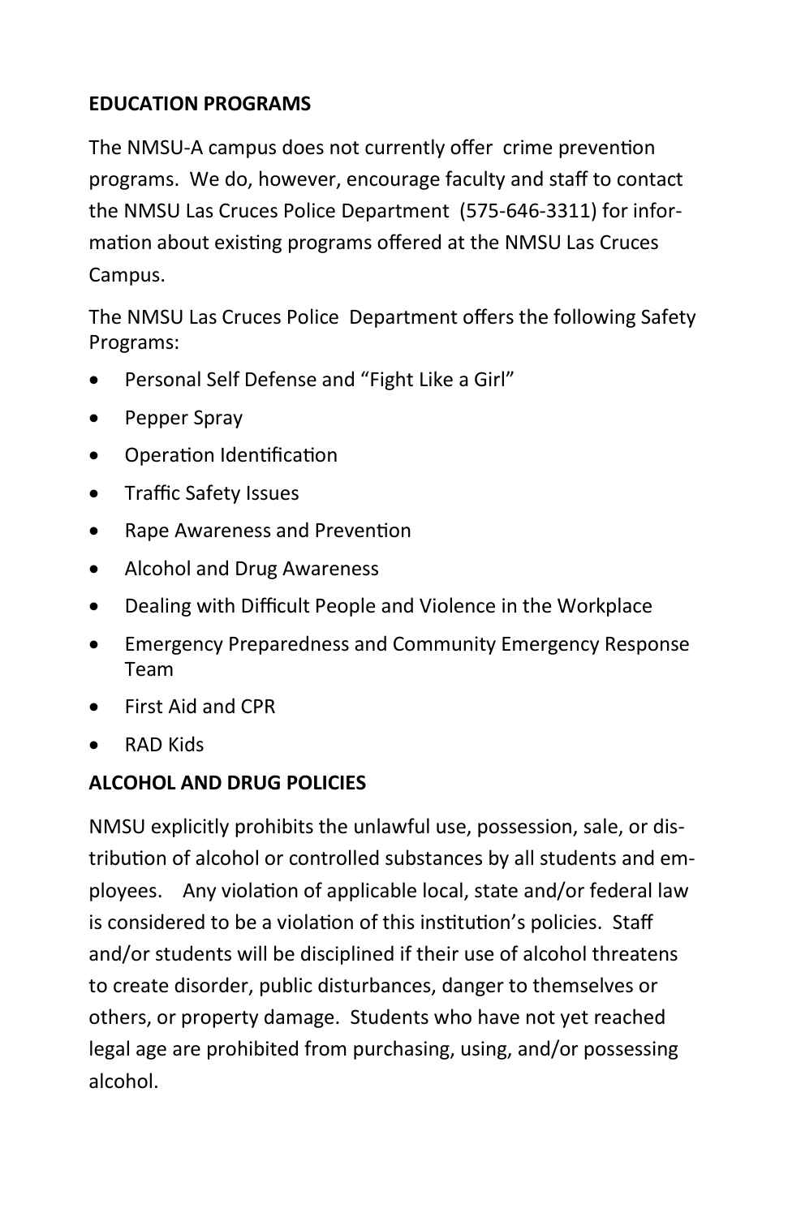## EDUCATION PROGRAMS

The NMSU-A campus does not currently offer crime prevention programs. We do, however, encourage faculty and staff to contact the NMSU Las Cruces Police Department (575-646-3311) for information about existing programs offered at the NMSU Las Cruces Campus.

The NMSU Las Cruces Police Department offers the following Safety Programs:

- Personal Self Defense and “Fight Like a Girl”
- Pepper Spray
- Operation Identification
- Traffic Safety Issues
- Rape Awareness and Prevention
- Alcohol and Drug Awareness
- Dealing with Difficult People and Violence in the Workplace
- Emergency Preparedness and Community Emergency Response Team
- First Aid and CPR
- RAD Kids

## ALCOHOL AND DRUG POLICIES

NMSU explicitly prohibits the unlawful use, possession, sale, or distribution of alcohol or controlled substances by all students and employees. Any violation of applicable local, state and/or federal law is considered to be a violation of this institution’s policies. Staff and/or students will be disciplined if their use of alcohol threatens to create disorder, public disturbances, danger to themselves or others, or property damage. Students who have not yet reached legal age are prohibited from purchasing, using, and/or possessing alcohol.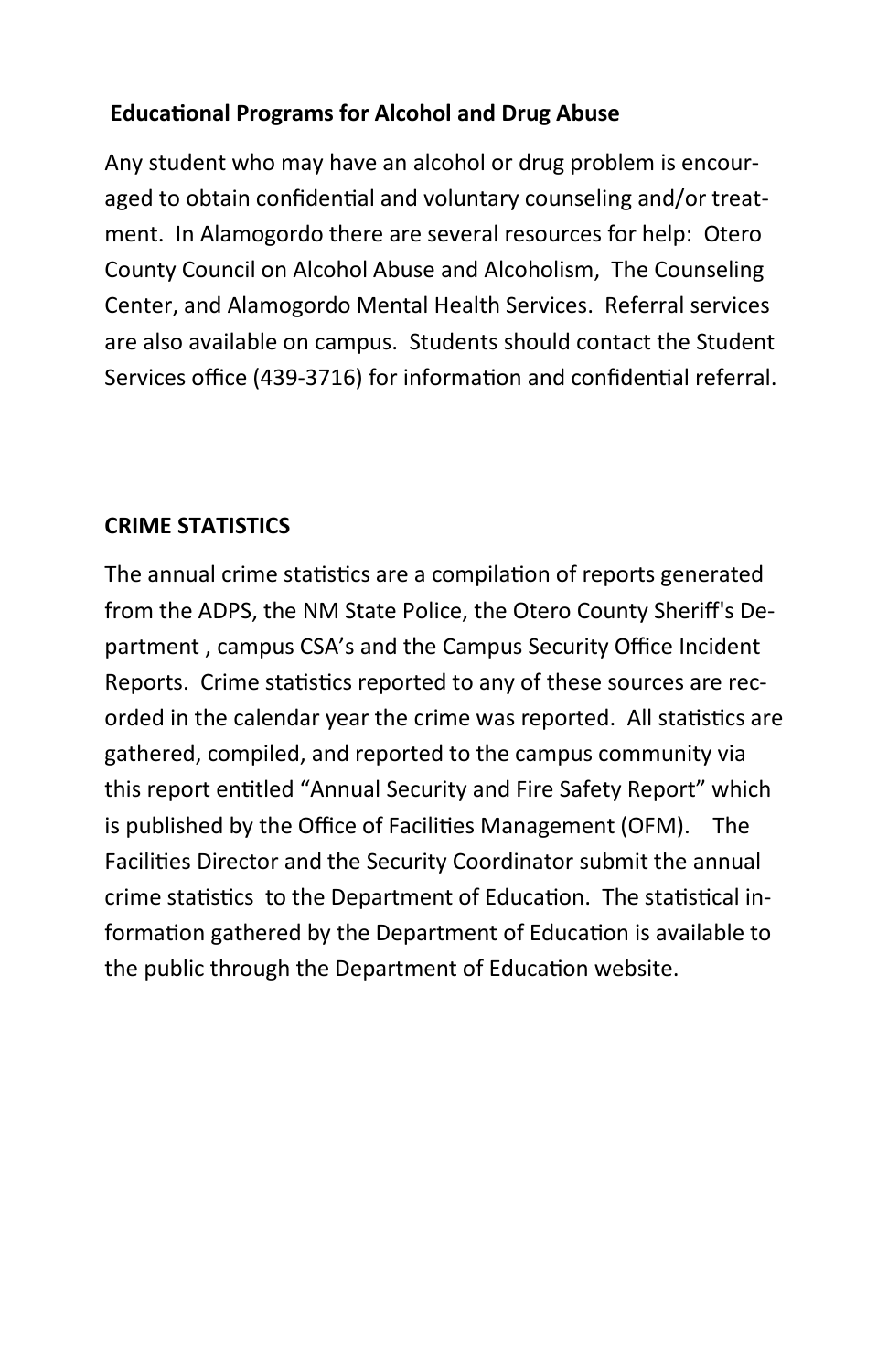## Educational Programs for Alcohol and Drug Abuse

Any student who may have an alcohol or drug problem is encouraged to obtain confidential and voluntary counseling and/or treatment. In Alamogordo there are several resources for help: Otero County Council on Alcohol Abuse and Alcoholism, The Counseling Center, and Alamogordo Mental Health Services. Referral services are also available on campus. Students should contact the Student Services office (439-3716) for information and confidential referral.

## CRIME STATISTICS

The annual crime statistics are a compilation of reports generated from the ADPS, the NM State Police, the Otero County Sheriff's Department , campus CSA's and the Campus Security Office Incident Reports. Crime statistics reported to any of these sources are recorded in the calendar year the crime was reported. All statistics are gathered, compiled, and reported to the campus community via this report entitled "Annual Security and Fire Safety Report" which is published by the Office of Facilities Management (OFM). The Facilities Director and the Security Coordinator submit the annual crime statistics to the Department of Education. The statistical information gathered by the Department of Education is available to the public through the Department of Education website.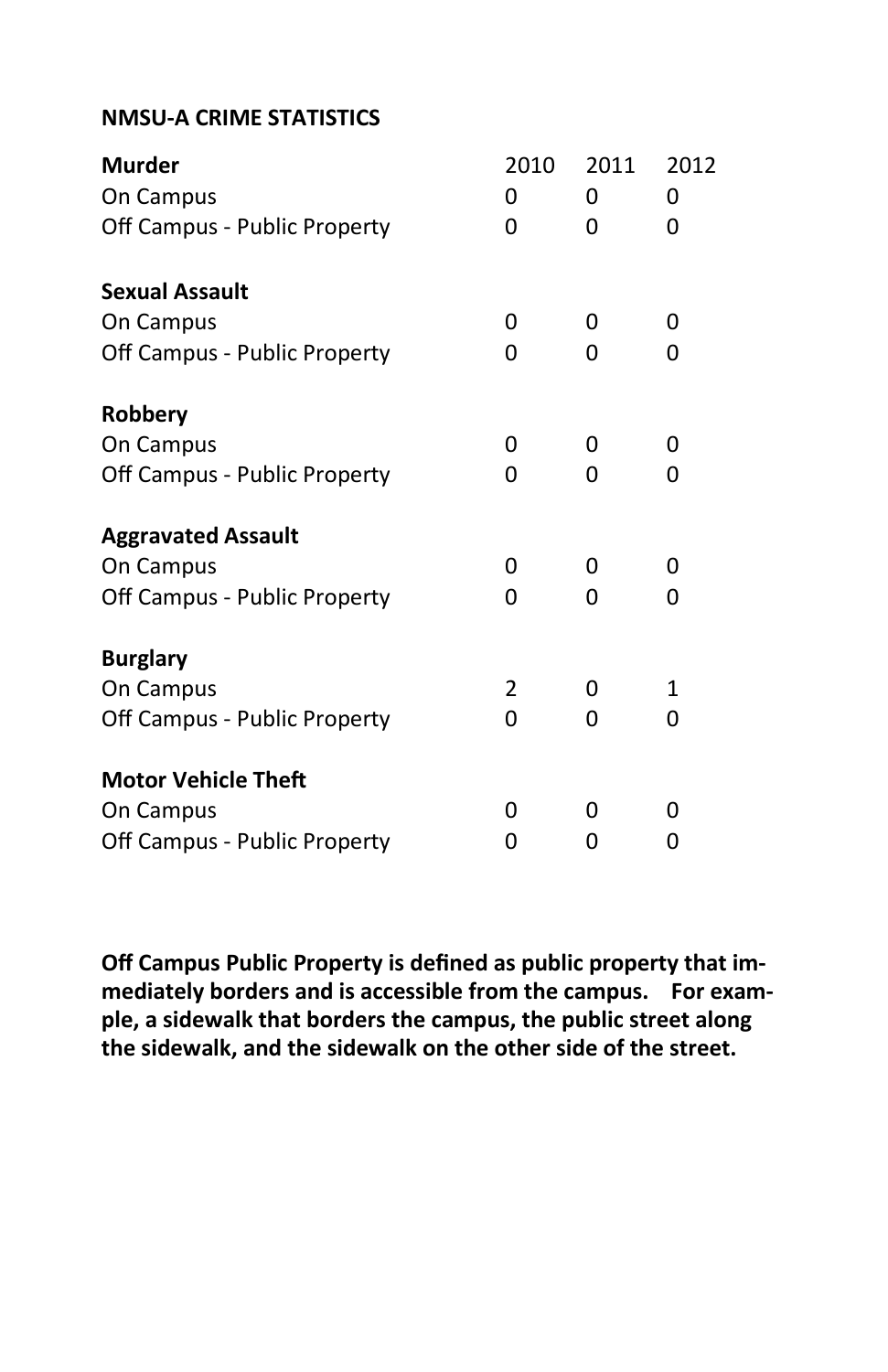**NMSU-A CRIME STATISTICS**

| | 2010 | 2011 | 2012 |
|---|---|---|---|
| **Murder** | | | |
| On Campus | 0 | 0 | 0 |
| Off Campus - Public Property | 0 | 0 | 0 |
| **Sexual Assault** | | | |
| On Campus | 0 | 0 | 0 |
| Off Campus - Public Property | 0 | 0 | 0 |
| **Robbery** | | | |
| On Campus | 0 | 0 | 0 |
| Off Campus - Public Property | 0 | 0 | 0 |
| **Aggravated Assault** | | | |
| On Campus | 0 | 0 | 0 |
| Off Campus - Public Property | 0 | 0 | 0 |
| **Burglary** | | | |
| On Campus | 2 | 0 | 1 |
| Off Campus - Public Property | 0 | 0 | 0 |
| **Motor Vehicle Theft** | | | |
| On Campus | 0 | 0 | 0 |
| Off Campus - Public Property | 0 | 0 | 0 |

**Off Campus Public Property is defined as public property that immediately borders and is accessible from the campus. For example, a sidewalk that borders the campus, the public street along the sidewalk, and the sidewalk on the other side of the street.**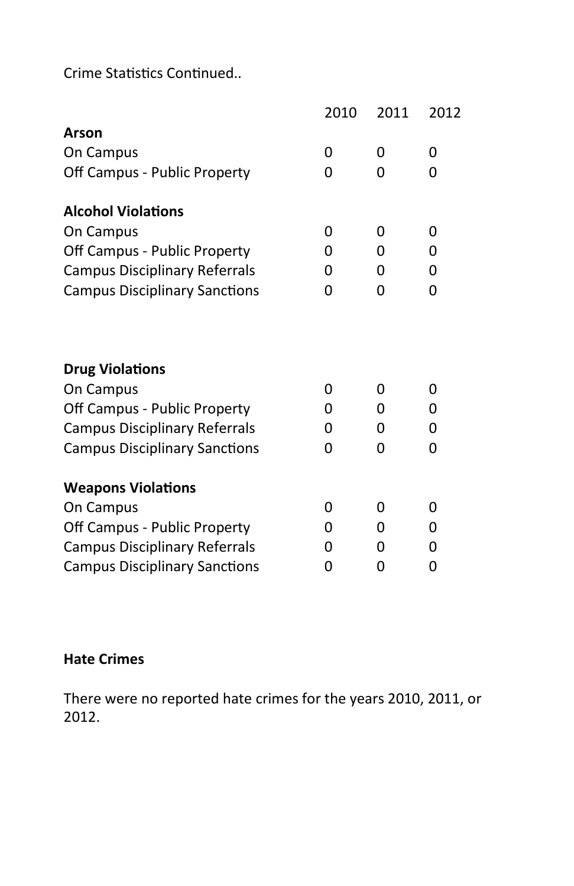Crime Statistics Continued..

| | 2010 | 2011 | 2012 |
|---|---|---|---|
| **Arson** | | | |
| On Campus | 0 | 0 | 0 |
| Off Campus - Public Property | 0 | 0 | 0 |
| **Alcohol Violations** | | | |
| On Campus | 0 | 0 | 0 |
| Off Campus - Public Property | 0 | 0 | 0 |
| Campus Disciplinary Referrals | 0 | 0 | 0 |
| Campus Disciplinary Sanctions | 0 | 0 | 0 |
| **Drug Violations** | | | |
| On Campus | 0 | 0 | 0 |
| Off Campus - Public Property | 0 | 0 | 0 |
| Campus Disciplinary Referrals | 0 | 0 | 0 |
| Campus Disciplinary Sanctions | 0 | 0 | 0 |
| **Weapons Violations** | | | |
| On Campus | 0 | 0 | 0 |
| Off Campus - Public Property | 0 | 0 | 0 |
| Campus Disciplinary Referrals | 0 | 0 | 0 |
| Campus Disciplinary Sanctions | 0 | 0 | 0 |

**Hate Crimes**

There were no reported hate crimes for the years 2010, 2011, or 2012.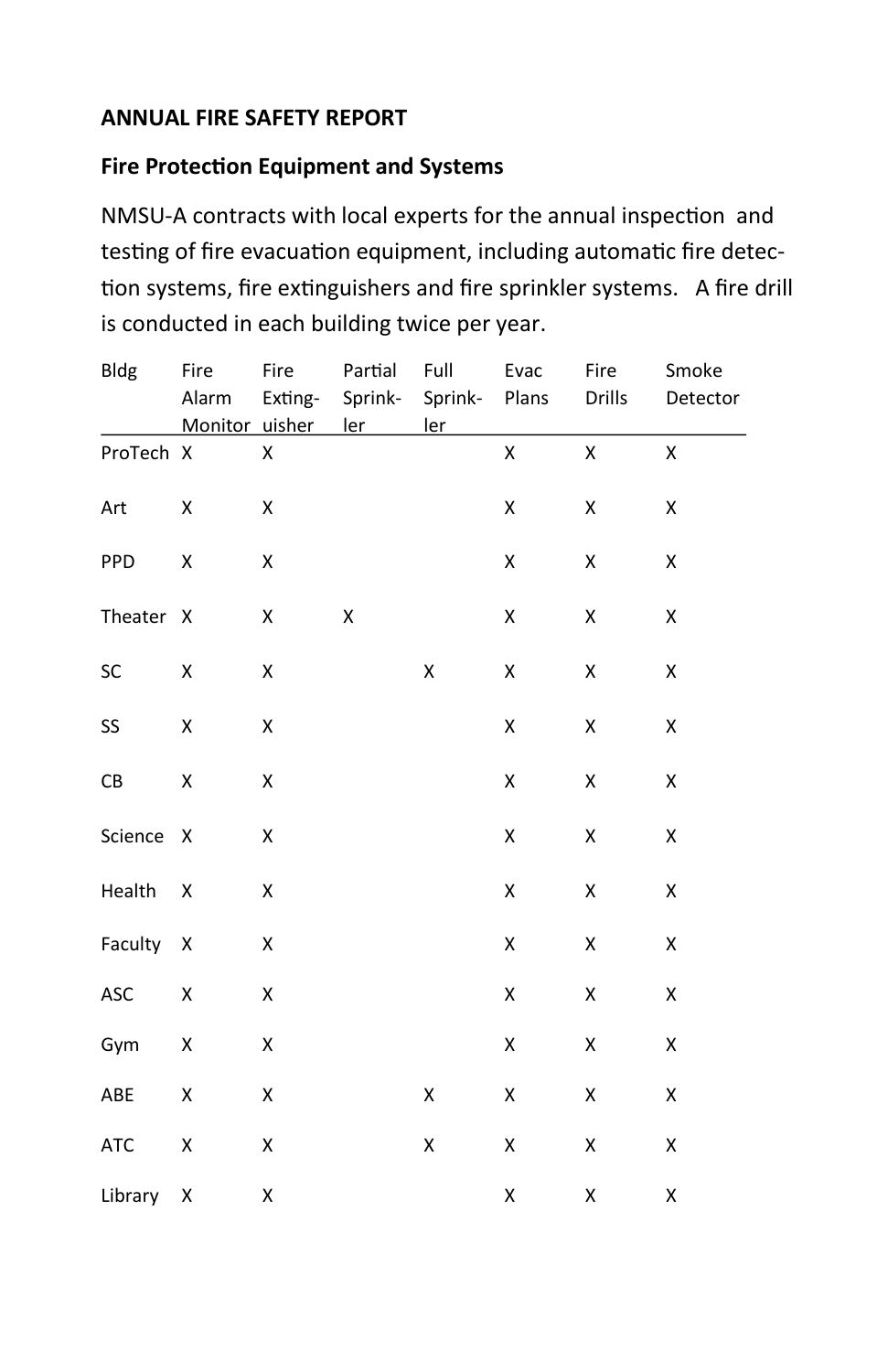## ANNUAL FIRE SAFETY REPORT

### Fire Protection Equipment and Systems

NMSU-A contracts with local experts for the annual inspection and testing of fire evacuation equipment, including automatic fire detection systems, fire extinguishers and fire sprinkler systems. A fire drill is conducted in each building twice per year.

| Bldg | Fire Alarm Monitor | Fire Extinguisher | Partial Sprinkler | Full Sprinkler | Evac Plans | Fire Drills | Smoke Detector |
|---|---|---|---|---|---|---|---|
| ProTech | X | X | | | X | X | X |
| Art | X | X | | | X | X | X |
| PPD | X | X | | | X | X | X |
| Theater | X | X | X | | X | X | X |
| SC | X | X | | X | X | X | X |
| SS | X | X | | | X | X | X |
| CB | X | X | | | X | X | X |
| Science | X | X | | | X | X | X |
| Health | X | X | | | X | X | X |
| Faculty | X | X | | | X | X | X |
| ASC | X | X | | | X | X | X |
| Gym | X | X | | | X | X | X |
| ABE | X | X | | X | X | X | X |
| ATC | X | X | | X | X | X | X |
| Library | X | X | | | X | X | X |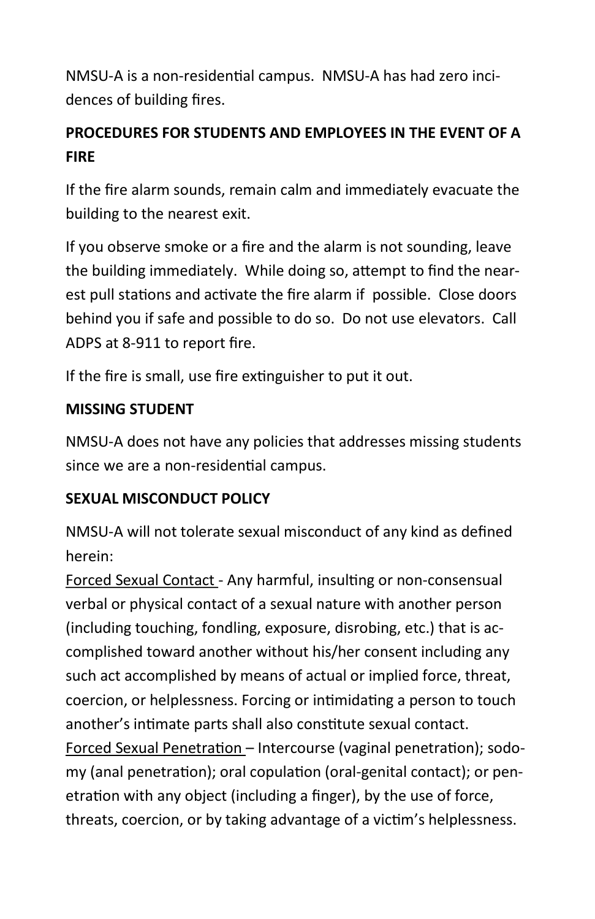NMSU-A is a non-residential campus. NMSU-A has had zero incidences of building fires.

**PROCEDURES FOR STUDENTS AND EMPLOYEES IN THE EVENT OF A FIRE**

If the fire alarm sounds, remain calm and immediately evacuate the building to the nearest exit.

If you observe smoke or a fire and the alarm is not sounding, leave the building immediately. While doing so, attempt to find the nearest pull stations and activate the fire alarm if possible. Close doors behind you if safe and possible to do so. Do not use elevators. Call ADPS at 8-911 to report fire.

If the fire is small, use fire extinguisher to put it out.

**MISSING STUDENT**

NMSU-A does not have any policies that addresses missing students since we are a non-residential campus.

**SEXUAL MISCONDUCT POLICY**

NMSU-A will not tolerate sexual misconduct of any kind as defined herein:

<u>Forced Sexual Contact</u> - Any harmful, insulting or non-consensual verbal or physical contact of a sexual nature with another person (including touching, fondling, exposure, disrobing, etc.) that is accomplished toward another without his/her consent including any such act accomplished by means of actual or implied force, threat, coercion, or helplessness. Forcing or intimidating a person to touch another's intimate parts shall also constitute sexual contact.

<u>Forced Sexual Penetration</u> – Intercourse (vaginal penetration); sodomy (anal penetration); oral copulation (oral-genital contact); or penetration with any object (including a finger), by the use of force, threats, coercion, or by taking advantage of a victim's helplessness.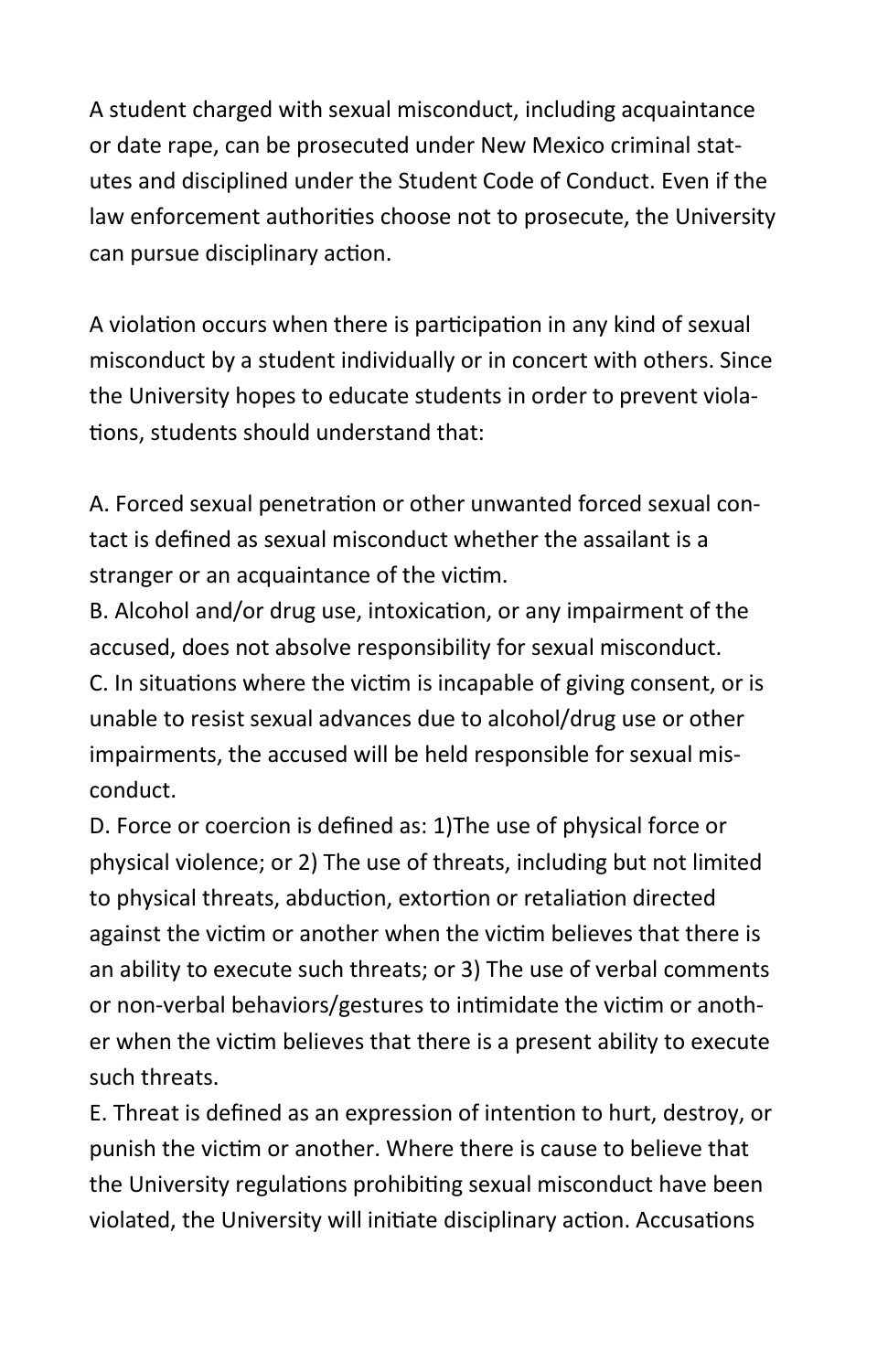A student charged with sexual misconduct, including acquaintance or date rape, can be prosecuted under New Mexico criminal statutes and disciplined under the Student Code of Conduct. Even if the law enforcement authorities choose not to prosecute, the University can pursue disciplinary action.

A violation occurs when there is participation in any kind of sexual misconduct by a student individually or in concert with others. Since the University hopes to educate students in order to prevent violations, students should understand that:

A. Forced sexual penetration or other unwanted forced sexual contact is defined as sexual misconduct whether the assailant is a stranger or an acquaintance of the victim.
B. Alcohol and/or drug use, intoxication, or any impairment of the accused, does not absolve responsibility for sexual misconduct.
C. In situations where the victim is incapable of giving consent, or is unable to resist sexual advances due to alcohol/drug use or other impairments, the accused will be held responsible for sexual misconduct.
D. Force or coercion is defined as: 1)The use of physical force or physical violence; or 2) The use of threats, including but not limited to physical threats, abduction, extortion or retaliation directed against the victim or another when the victim believes that there is an ability to execute such threats; or 3) The use of verbal comments or non-verbal behaviors/gestures to intimidate the victim or another when the victim believes that there is a present ability to execute such threats.
E. Threat is defined as an expression of intention to hurt, destroy, or punish the victim or another. Where there is cause to believe that the University regulations prohibiting sexual misconduct have been violated, the University will initiate disciplinary action. Accusations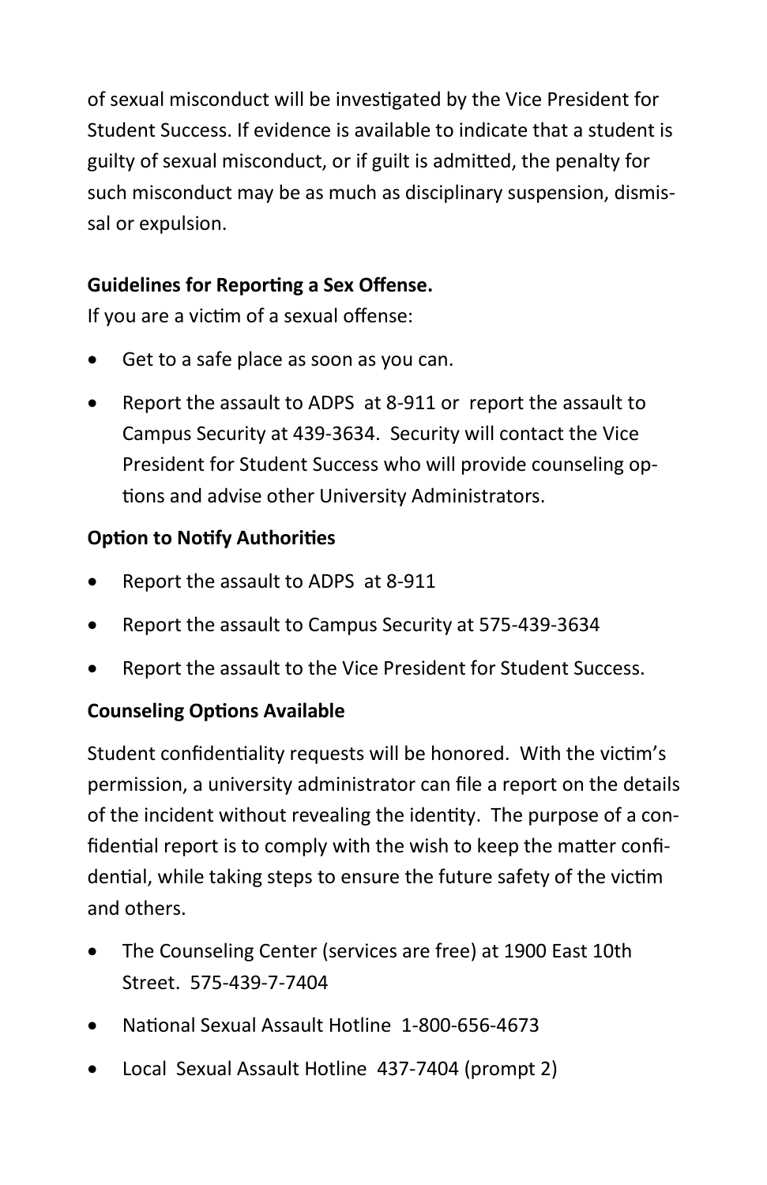of sexual misconduct will be investigated by the Vice President for Student Success. If evidence is available to indicate that a student is guilty of sexual misconduct, or if guilt is admitted, the penalty for such misconduct may be as much as disciplinary suspension, dismissal or expulsion.

**Guidelines for Reporting a Sex Offense.**

If you are a victim of a sexual offense:

- Get to a safe place as soon as you can.
- Report the assault to ADPS at 8-911 or report the assault to Campus Security at 439-3634. Security will contact the Vice President for Student Success who will provide counseling options and advise other University Administrators.

**Option to Notify Authorities**

- Report the assault to ADPS at 8-911
- Report the assault to Campus Security at 575-439-3634
- Report the assault to the Vice President for Student Success.

**Counseling Options Available**

Student confidentiality requests will be honored. With the victim's permission, a university administrator can file a report on the details of the incident without revealing the identity. The purpose of a confidential report is to comply with the wish to keep the matter confidential, while taking steps to ensure the future safety of the victim and others.

- The Counseling Center (services are free) at 1900 East 10th Street. 575-439-7-7404
- National Sexual Assault Hotline 1-800-656-4673
- Local Sexual Assault Hotline 437-7404 (prompt 2)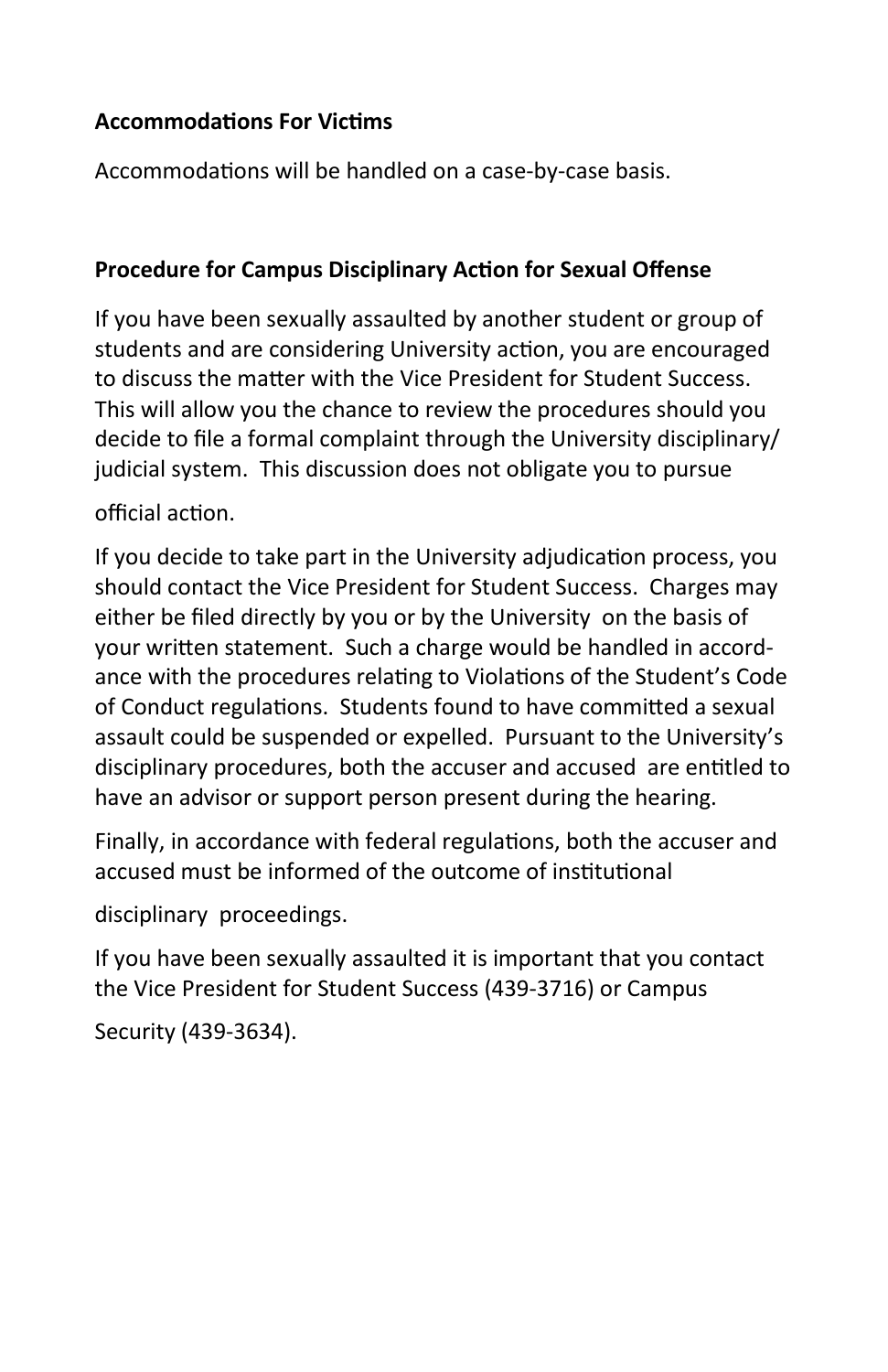**Accommodations For Victims**

Accommodations will be handled on a case-by-case basis.

**Procedure for Campus Disciplinary Action for Sexual Offense**

If you have been sexually assaulted by another student or group of students and are considering University action, you are encouraged to discuss the matter with the Vice President for Student Success. This will allow you the chance to review the procedures should you decide to file a formal complaint through the University disciplinary/judicial system. This discussion does not obligate you to pursue official action.

If you decide to take part in the University adjudication process, you should contact the Vice President for Student Success. Charges may either be filed directly by you or by the University on the basis of your written statement. Such a charge would be handled in accordance with the procedures relating to Violations of the Student's Code of Conduct regulations. Students found to have committed a sexual assault could be suspended or expelled. Pursuant to the University's disciplinary procedures, both the accuser and accused are entitled to have an advisor or support person present during the hearing.

Finally, in accordance with federal regulations, both the accuser and accused must be informed of the outcome of institutional disciplinary proceedings.

If you have been sexually assaulted it is important that you contact the Vice President for Student Success (439-3716) or Campus Security (439-3634).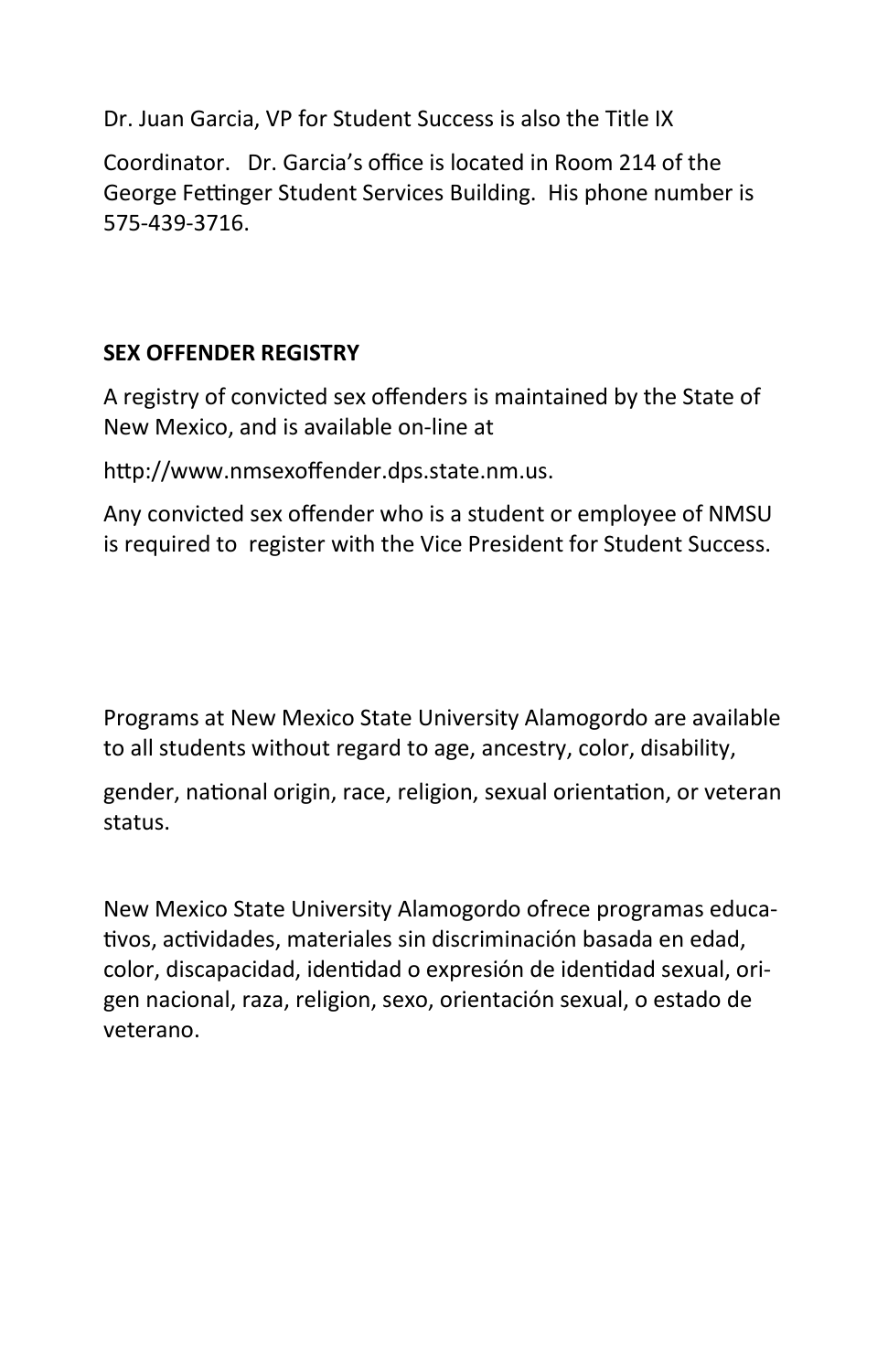Dr. Juan Garcia, VP for Student Success is also the Title IX Coordinator. Dr. Garcia's office is located in Room 214 of the George Fettinger Student Services Building. His phone number is 575-439-3716.

**SEX OFFENDER REGISTRY**

A registry of convicted sex offenders is maintained by the State of New Mexico, and is available on-line at

http://www.nmsexoffender.dps.state.nm.us.

Any convicted sex offender who is a student or employee of NMSU is required to register with the Vice President for Student Success.

Programs at New Mexico State University Alamogordo are available to all students without regard to age, ancestry, color, disability, gender, national origin, race, religion, sexual orientation, or veteran status.

New Mexico State University Alamogordo ofrece programas educativos, actividades, materiales sin discriminación basada en edad, color, discapacidad, identidad o expresión de identidad sexual, origen nacional, raza, religion, sexo, orientación sexual, o estado de veterano.